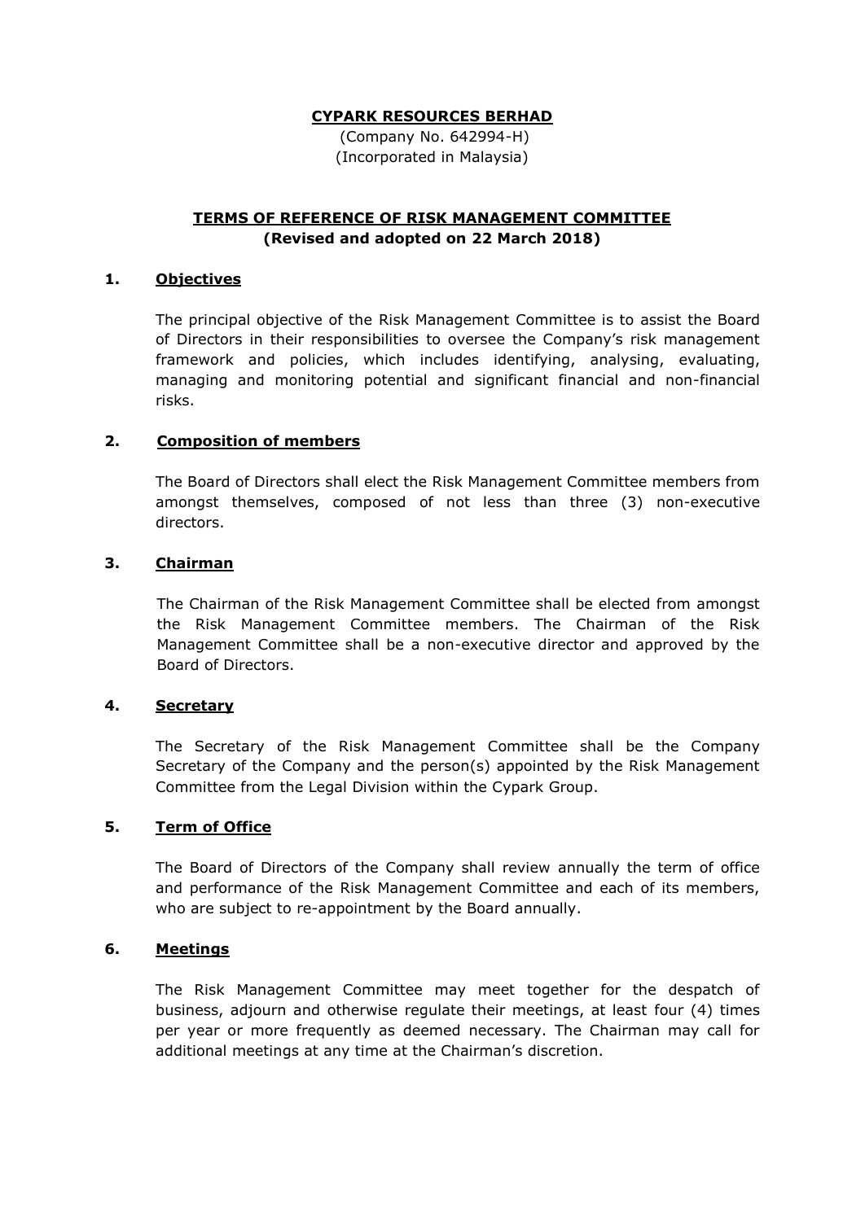**CYPARK RESOURCES BERHAD**
(Company No. 642994-H)
(Incorporated in Malaysia)

**TERMS OF REFERENCE OF RISK MANAGEMENT COMMITTEE**
**(Revised and adopted on 22 March 2018)**

## 1. Objectives

The principal objective of the Risk Management Committee is to assist the Board of Directors in their responsibilities to oversee the Company's risk management framework and policies, which includes identifying, analysing, evaluating, managing and monitoring potential and significant financial and non-financial risks.

## 2. Composition of members

The Board of Directors shall elect the Risk Management Committee members from amongst themselves, composed of not less than three (3) non-executive directors.

## 3. Chairman

The Chairman of the Risk Management Committee shall be elected from amongst the Risk Management Committee members. The Chairman of the Risk Management Committee shall be a non-executive director and approved by the Board of Directors.

## 4. Secretary

The Secretary of the Risk Management Committee shall be the Company Secretary of the Company and the person(s) appointed by the Risk Management Committee from the Legal Division within the Cypark Group.

## 5. Term of Office

The Board of Directors of the Company shall review annually the term of office and performance of the Risk Management Committee and each of its members, who are subject to re-appointment by the Board annually.

## 6. Meetings

The Risk Management Committee may meet together for the despatch of business, adjourn and otherwise regulate their meetings, at least four (4) times per year or more frequently as deemed necessary. The Chairman may call for additional meetings at any time at the Chairman's discretion.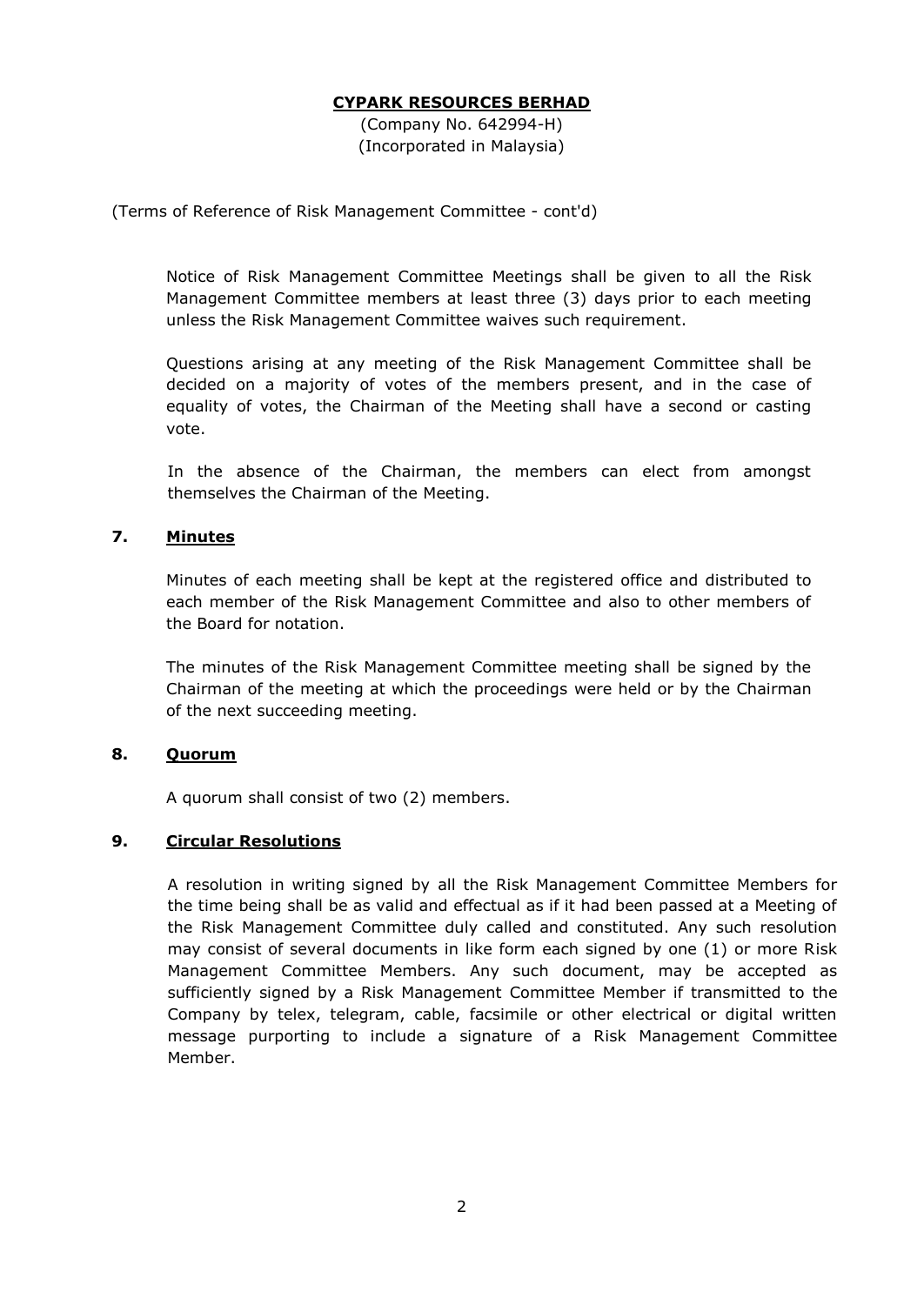**CYPARK RESOURCES BERHAD**
(Company No. 642994-H)
(Incorporated in Malaysia)

(Terms of Reference of Risk Management Committee - cont'd)

Notice of Risk Management Committee Meetings shall be given to all the Risk Management Committee members at least three (3) days prior to each meeting unless the Risk Management Committee waives such requirement.

Questions arising at any meeting of the Risk Management Committee shall be decided on a majority of votes of the members present, and in the case of equality of votes, the Chairman of the Meeting shall have a second or casting vote.

In the absence of the Chairman, the members can elect from amongst themselves the Chairman of the Meeting.

## 7. Minutes

Minutes of each meeting shall be kept at the registered office and distributed to each member of the Risk Management Committee and also to other members of the Board for notation.

The minutes of the Risk Management Committee meeting shall be signed by the Chairman of the meeting at which the proceedings were held or by the Chairman of the next succeeding meeting.

## 8. Quorum

A quorum shall consist of two (2) members.

## 9. Circular Resolutions

A resolution in writing signed by all the Risk Management Committee Members for the time being shall be as valid and effectual as if it had been passed at a Meeting of the Risk Management Committee duly called and constituted. Any such resolution may consist of several documents in like form each signed by one (1) or more Risk Management Committee Members. Any such document, may be accepted as sufficiently signed by a Risk Management Committee Member if transmitted to the Company by telex, telegram, cable, facsimile or other electrical or digital written message purporting to include a signature of a Risk Management Committee Member.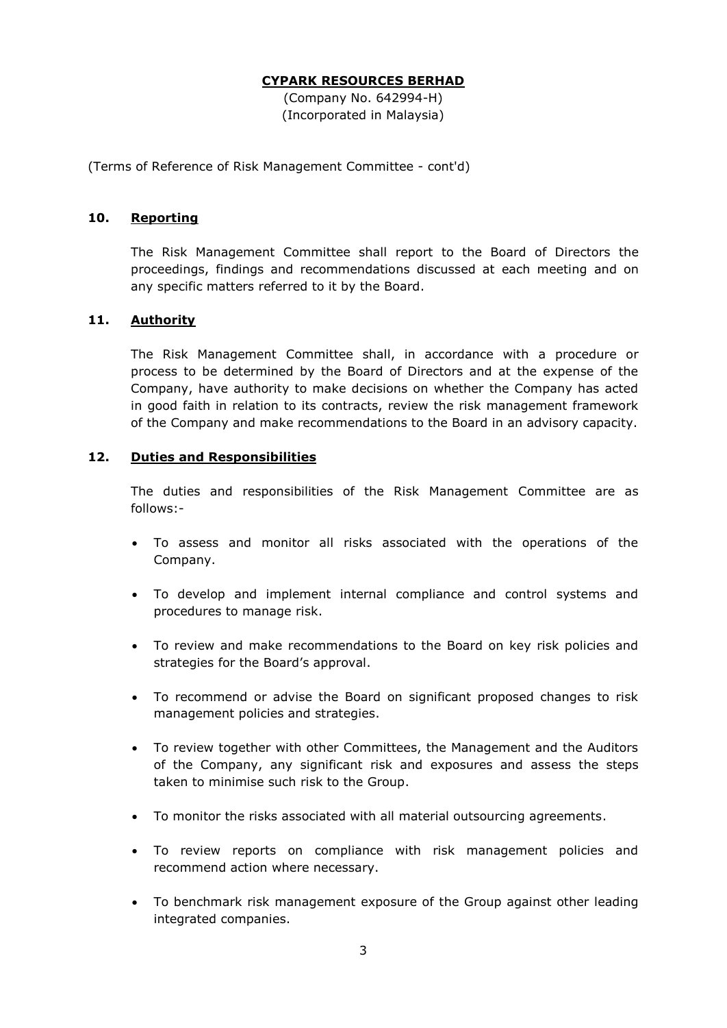**CYPARK RESOURCES BERHAD**
(Company No. 642994-H)
(Incorporated in Malaysia)

(Terms of Reference of Risk Management Committee - cont'd)

## 10. Reporting

The Risk Management Committee shall report to the Board of Directors the proceedings, findings and recommendations discussed at each meeting and on any specific matters referred to it by the Board.

## 11. Authority

The Risk Management Committee shall, in accordance with a procedure or process to be determined by the Board of Directors and at the expense of the Company, have authority to make decisions on whether the Company has acted in good faith in relation to its contracts, review the risk management framework of the Company and make recommendations to the Board in an advisory capacity.

## 12. Duties and Responsibilities

The duties and responsibilities of the Risk Management Committee are as follows:-

- To assess and monitor all risks associated with the operations of the Company.
- To develop and implement internal compliance and control systems and procedures to manage risk.
- To review and make recommendations to the Board on key risk policies and strategies for the Board's approval.
- To recommend or advise the Board on significant proposed changes to risk management policies and strategies.
- To review together with other Committees, the Management and the Auditors of the Company, any significant risk and exposures and assess the steps taken to minimise such risk to the Group.
- To monitor the risks associated with all material outsourcing agreements.
- To review reports on compliance with risk management policies and recommend action where necessary.
- To benchmark risk management exposure of the Group against other leading integrated companies.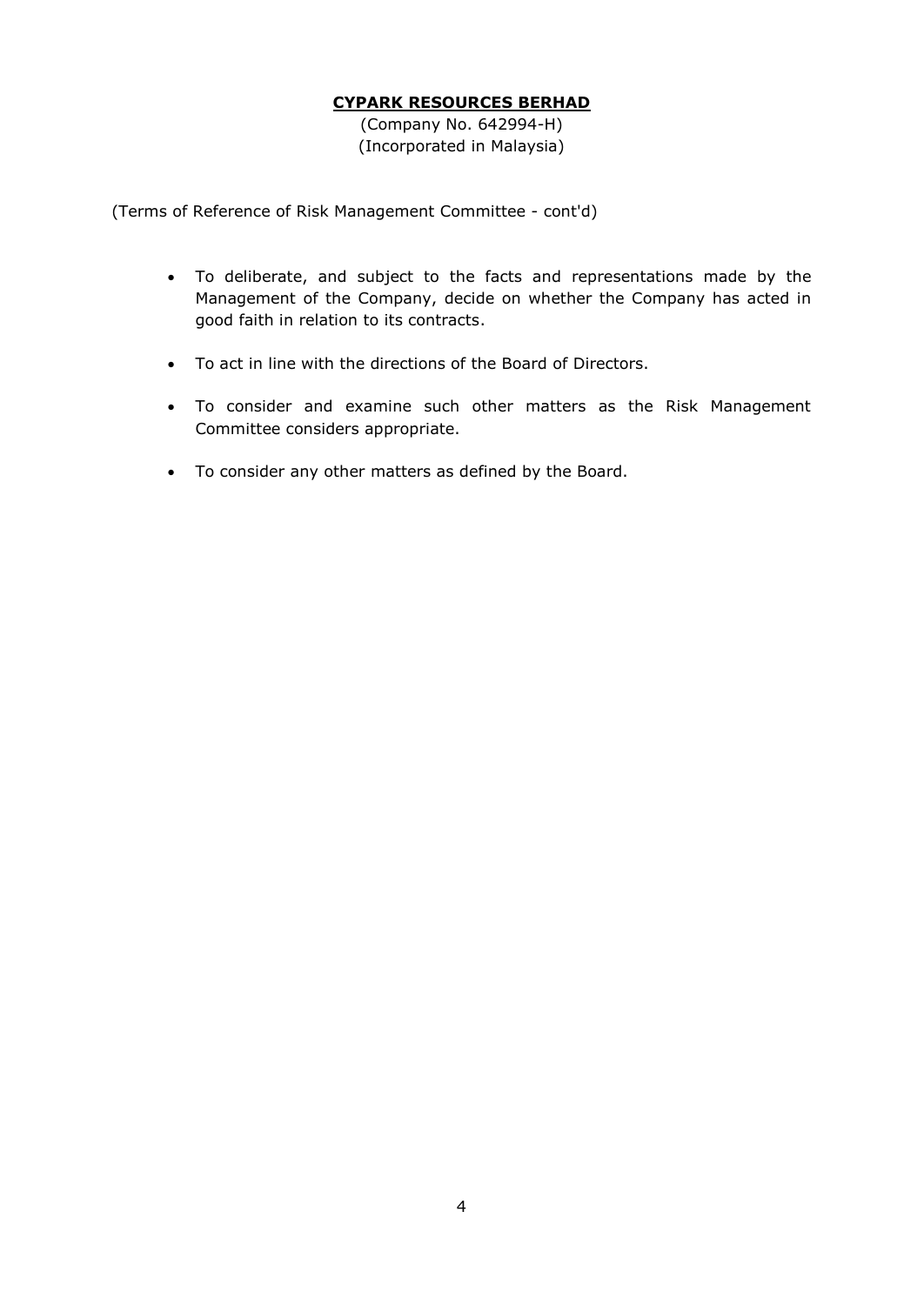**CYPARK RESOURCES BERHAD**

(Company No. 642994-H)
(Incorporated in Malaysia)

(Terms of Reference of Risk Management Committee - cont'd)

- To deliberate, and subject to the facts and representations made by the Management of the Company, decide on whether the Company has acted in good faith in relation to its contracts.
- To act in line with the directions of the Board of Directors.
- To consider and examine such other matters as the Risk Management Committee considers appropriate.
- To consider any other matters as defined by the Board.